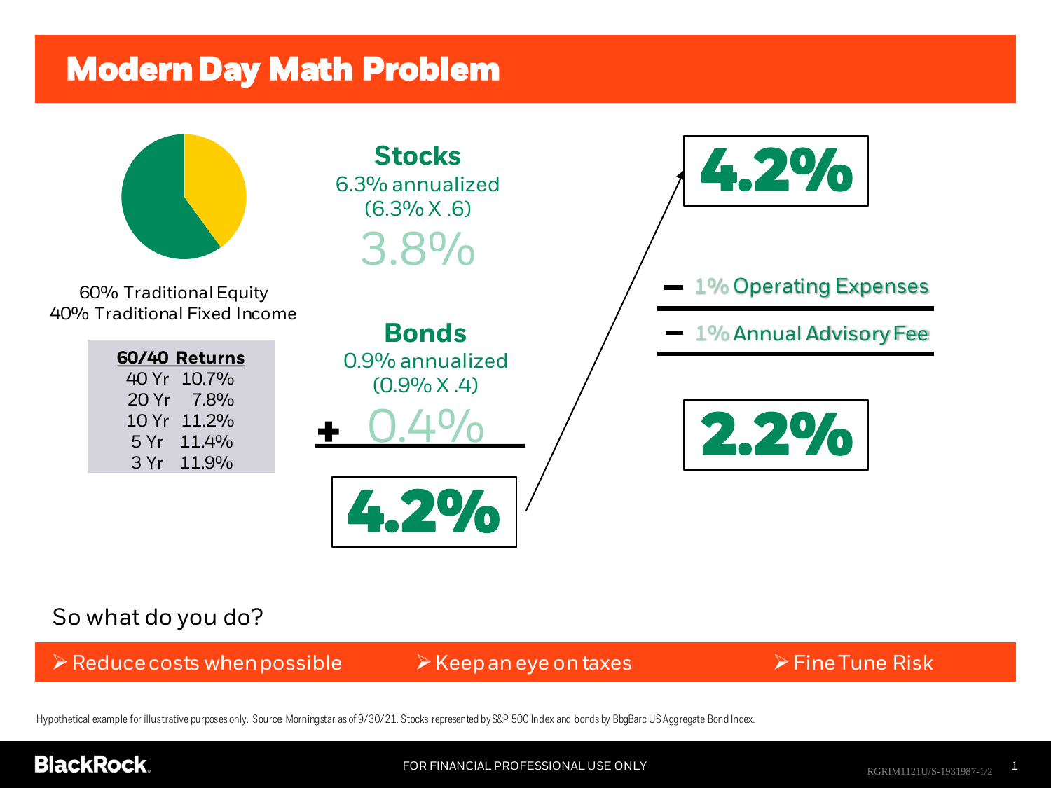# Modern Day Math Problem

60% Traditional Equity
40% Traditional Fixed Income

| 60/40 Returns | |
|---|---|
| 40 Yr | 10.7% |
| 20 Yr | 7.8% |
| 10 Yr | 11.2% |
| 5 Yr | 11.4% |
| 3 Yr | 11.9% |

**Stocks**
6.3% annualized
(6.3% X .6)
3.8%

**Bonds**
0.9% annualized
(0.9% X .4)
\+ 0.4%

**4.2%**

**4.2%**

− 1% Operating Expenses

− 1% Annual Advisory Fee

**2.2%**

So what do you do?

- Reduce costs when possible
- Keep an eye on taxes
- Fine Tune Risk

Hypothetical example for illustrative purposes only. Source: Morningstar as of 9/30/21. Stocks represented by S&P 500 Index and bonds by BbgBarc US Aggregate Bond Index.

BlackRock

FOR FINANCIAL PROFESSIONAL USE ONLY

RGRIM1121U/S-1931987-1/2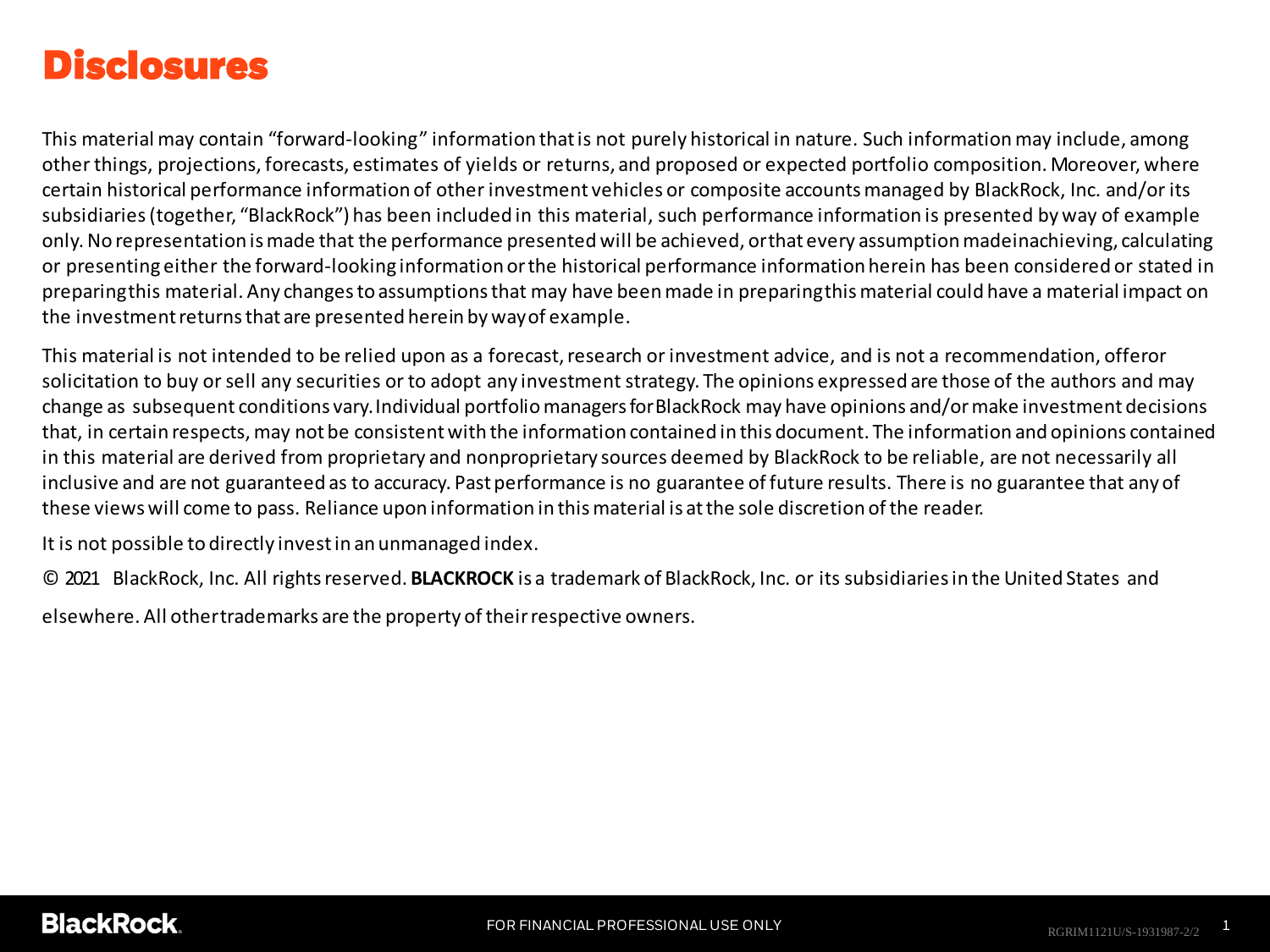# Disclosures

This material may contain "forward-looking" information that is not purely historical in nature. Such information may include, among other things, projections, forecasts, estimates of yields or returns, and proposed or expected portfolio composition. Moreover, where certain historical performance information of other investment vehicles or composite accounts managed by BlackRock, Inc. and/or its subsidiaries (together, "BlackRock") has been included in this material, such performance information is presented by way of example only. No representation is made that the performance presented will be achieved, or that every assumption made in achieving, calculating or presenting either the forward-looking information or the historical performance information herein has been considered or stated in preparing this material. Any changes to assumptions that may have been made in preparing this material could have a material impact on the investment returns that are presented herein by way of example.

This material is not intended to be relied upon as a forecast, research or investment advice, and is not a recommendation, offer or solicitation to buy or sell any securities or to adopt any investment strategy. The opinions expressed are those of the authors and may change as subsequent conditions vary. Individual portfolio managers for BlackRock may have opinions and/or make investment decisions that, in certain respects, may not be consistent with the information contained in this document. The information and opinions contained in this material are derived from proprietary and nonproprietary sources deemed by BlackRock to be reliable, are not necessarily all inclusive and are not guaranteed as to accuracy. Past performance is no guarantee of future results. There is no guarantee that any of these views will come to pass. Reliance upon information in this material is at the sole discretion of the reader.

It is not possible to directly invest in an unmanaged index.

© 2021 BlackRock, Inc. All rights reserved. **BLACKROCK** is a trademark of BlackRock, Inc. or its subsidiaries in the United States and elsewhere. All other trademarks are the property of their respective owners.

BlackRock.

FOR FINANCIAL PROFESSIONAL USE ONLY

RGRIM1121U/S-1931987-2/2